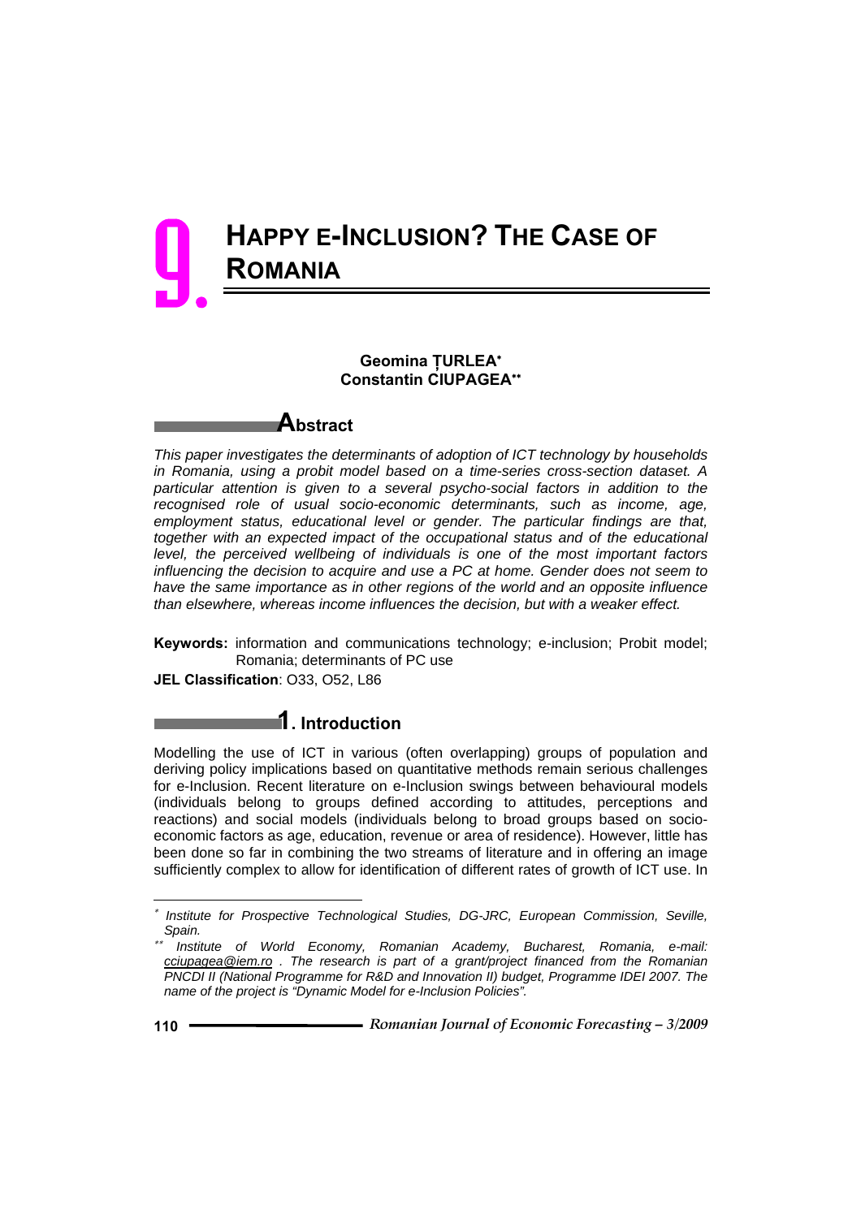# 9. HAPPY E-INCLUSION? THE CASE OF ROMANIA

**Geomina ȚURLEA**[*]
**Constantin CIUPAGEA**[**]

## Abstract

*This paper investigates the determinants of adoption of ICT technology by households in Romania, using a probit model based on a time-series cross-section dataset. A particular attention is given to a several psycho-social factors in addition to the recognised role of usual socio-economic determinants, such as income, age, employment status, educational level or gender. The particular findings are that, together with an expected impact of the occupational status and of the educational level, the perceived wellbeing of individuals is one of the most important factors influencing the decision to acquire and use a PC at home. Gender does not seem to have the same importance as in other regions of the world and an opposite influence than elsewhere, whereas income influences the decision, but with a weaker effect.*

**Keywords:** information and communications technology; e-inclusion; Probit model; Romania; determinants of PC use

**JEL Classification**: O33, O52, L86

## 1. Introduction

Modelling the use of ICT in various (often overlapping) groups of population and deriving policy implications based on quantitative methods remain serious challenges for e-Inclusion. Recent literature on e-Inclusion swings between behavioural models (individuals belong to groups defined according to attitudes, perceptions and reactions) and social models (individuals belong to broad groups based on socio-economic factors as age, education, revenue or area of residence). However, little has been done so far in combining the two streams of literature and in offering an image sufficiently complex to allow for identification of different rates of growth of ICT use. In

---

[*] *Institute for Prospective Technological Studies, DG-JRC, European Commission, Seville, Spain.*

[**] *Institute of World Economy, Romanian Academy, Bucharest, Romania, e-mail: cciupagea@iem.ro . The research is part of a grant/project financed from the Romanian PNCDI II (National Programme for R&D and Innovation II) budget, Programme IDEI 2007. The name of the project is "Dynamic Model for e-Inclusion Policies".*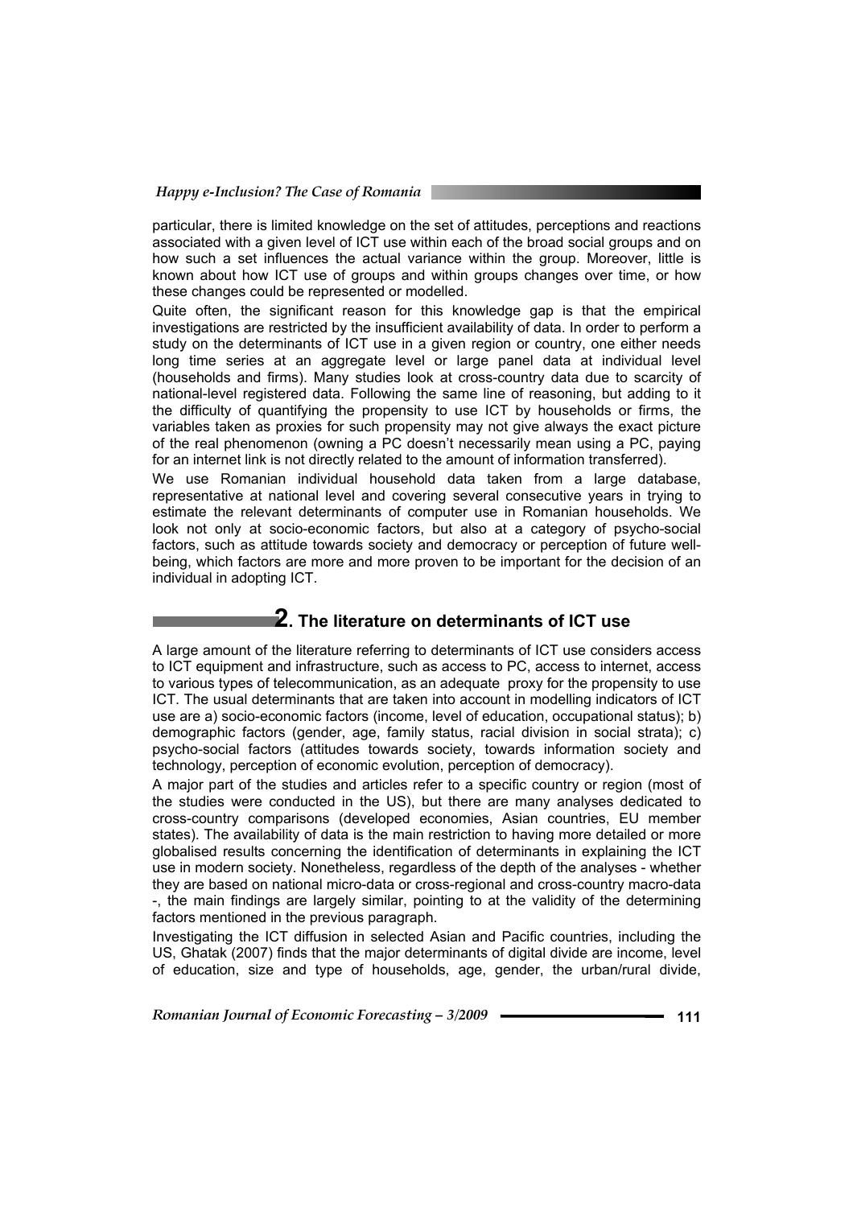particular, there is limited knowledge on the set of attitudes, perceptions and reactions associated with a given level of ICT use within each of the broad social groups and on how such a set influences the actual variance within the group. Moreover, little is known about how ICT use of groups and within groups changes over time, or how these changes could be represented or modelled.

Quite often, the significant reason for this knowledge gap is that the empirical investigations are restricted by the insufficient availability of data. In order to perform a study on the determinants of ICT use in a given region or country, one either needs long time series at an aggregate level or large panel data at individual level (households and firms). Many studies look at cross-country data due to scarcity of national-level registered data. Following the same line of reasoning, but adding to it the difficulty of quantifying the propensity to use ICT by households or firms, the variables taken as proxies for such propensity may not give always the exact picture of the real phenomenon (owning a PC doesn't necessarily mean using a PC, paying for an internet link is not directly related to the amount of information transferred).

We use Romanian individual household data taken from a large database, representative at national level and covering several consecutive years in trying to estimate the relevant determinants of computer use in Romanian households. We look not only at socio-economic factors, but also at a category of psycho-social factors, such as attitude towards society and democracy or perception of future well-being, which factors are more and more proven to be important for the decision of an individual in adopting ICT.

## 2. The literature on determinants of ICT use

A large amount of the literature referring to determinants of ICT use considers access to ICT equipment and infrastructure, such as access to PC, access to internet, access to various types of telecommunication, as an adequate proxy for the propensity to use ICT. The usual determinants that are taken into account in modelling indicators of ICT use are a) socio-economic factors (income, level of education, occupational status); b) demographic factors (gender, age, family status, racial division in social strata); c) psycho-social factors (attitudes towards society, towards information society and technology, perception of economic evolution, perception of democracy).

A major part of the studies and articles refer to a specific country or region (most of the studies were conducted in the US), but there are many analyses dedicated to cross-country comparisons (developed economies, Asian countries, EU member states). The availability of data is the main restriction to having more detailed or more globalised results concerning the identification of determinants in explaining the ICT use in modern society. Nonetheless, regardless of the depth of the analyses - whether they are based on national micro-data or cross-regional and cross-country macro-data -, the main findings are largely similar, pointing to at the validity of the determining factors mentioned in the previous paragraph.

Investigating the ICT diffusion in selected Asian and Pacific countries, including the US, Ghatak (2007) finds that the major determinants of digital divide are income, level of education, size and type of households, age, gender, the urban/rural divide,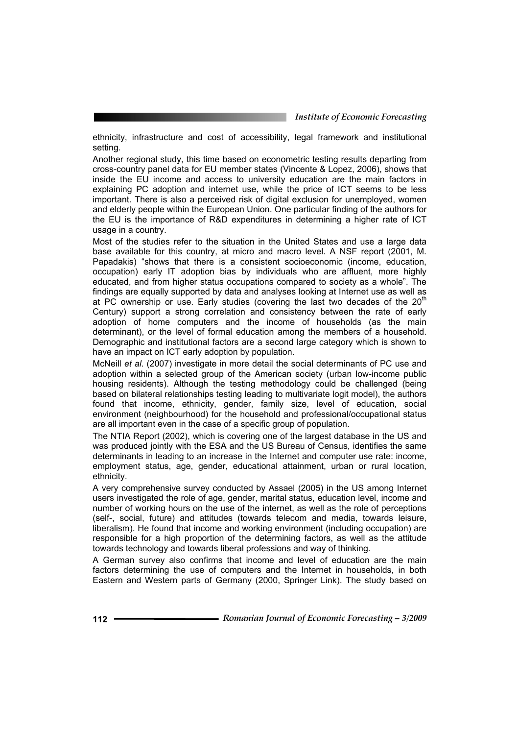ethnicity, infrastructure and cost of accessibility, legal framework and institutional setting.

Another regional study, this time based on econometric testing results departing from cross-country panel data for EU member states (Vincente & Lopez, 2006), shows that inside the EU income and access to university education are the main factors in explaining PC adoption and internet use, while the price of ICT seems to be less important. There is also a perceived risk of digital exclusion for unemployed, women and elderly people within the European Union. One particular finding of the authors for the EU is the importance of R&D expenditures in determining a higher rate of ICT usage in a country.

Most of the studies refer to the situation in the United States and use a large data base available for this country, at micro and macro level. A NSF report (2001, M. Papadakis) "shows that there is a consistent socioeconomic (income, education, occupation) early IT adoption bias by individuals who are affluent, more highly educated, and from higher status occupations compared to society as a whole". The findings are equally supported by data and analyses looking at Internet use as well as at PC ownership or use. Early studies (covering the last two decades of the 20th Century) support a strong correlation and consistency between the rate of early adoption of home computers and the income of households (as the main determinant), or the level of formal education among the members of a household. Demographic and institutional factors are a second large category which is shown to have an impact on ICT early adoption by population.

McNeill *et al*. (2007) investigate in more detail the social determinants of PC use and adoption within a selected group of the American society (urban low-income public housing residents). Although the testing methodology could be challenged (being based on bilateral relationships testing leading to multivariate logit model), the authors found that income, ethnicity, gender, family size, level of education, social environment (neighbourhood) for the household and professional/occupational status are all important even in the case of a specific group of population.

The NTIA Report (2002), which is covering one of the largest database in the US and was produced jointly with the ESA and the US Bureau of Census, identifies the same determinants in leading to an increase in the Internet and computer use rate: income, employment status, age, gender, educational attainment, urban or rural location, ethnicity.

A very comprehensive survey conducted by Assael (2005) in the US among Internet users investigated the role of age, gender, marital status, education level, income and number of working hours on the use of the internet, as well as the role of perceptions (self-, social, future) and attitudes (towards telecom and media, towards leisure, liberalism). He found that income and working environment (including occupation) are responsible for a high proportion of the determining factors, as well as the attitude towards technology and towards liberal professions and way of thinking.

A German survey also confirms that income and level of education are the main factors determining the use of computers and the Internet in households, in both Eastern and Western parts of Germany (2000, Springer Link). The study based on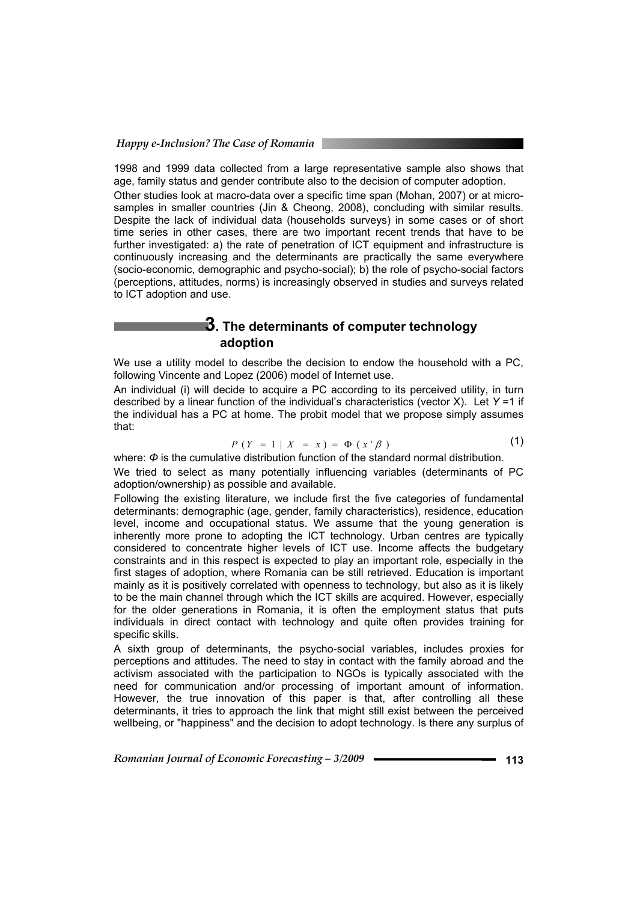1998 and 1999 data collected from a large representative sample also shows that age, family status and gender contribute also to the decision of computer adoption.

Other studies look at macro-data over a specific time span (Mohan, 2007) or at micro-samples in smaller countries (Jin & Cheong, 2008), concluding with similar results. Despite the lack of individual data (households surveys) in some cases or of short time series in other cases, there are two important recent trends that have to be further investigated: a) the rate of penetration of ICT equipment and infrastructure is continuously increasing and the determinants are practically the same everywhere (socio-economic, demographic and psycho-social); b) the role of psycho-social factors (perceptions, attitudes, norms) is increasingly observed in studies and surveys related to ICT adoption and use.

## 3. The determinants of computer technology adoption

We use a utility model to describe the decision to endow the household with a PC, following Vincente and Lopez (2006) model of Internet use.

An individual (i) will decide to acquire a PC according to its perceived utility, in turn described by a linear function of the individual's characteristics (vector X). Let $Y = 1$ if the individual has a PC at home. The probit model that we propose simply assumes that:

$$P(Y = 1 \mid X = x) = \Phi(x'\beta) \tag{1}$$

where: $\Phi$ is the cumulative distribution function of the standard normal distribution.

We tried to select as many potentially influencing variables (determinants of PC adoption/ownership) as possible and available.

Following the existing literature, we include first the five categories of fundamental determinants: demographic (age, gender, family characteristics), residence, education level, income and occupational status. We assume that the young generation is inherently more prone to adopting the ICT technology. Urban centres are typically considered to concentrate higher levels of ICT use. Income affects the budgetary constraints and in this respect is expected to play an important role, especially in the first stages of adoption, where Romania can be still retrieved. Education is important mainly as it is positively correlated with openness to technology, but also as it is likely to be the main channel through which the ICT skills are acquired. However, especially for the older generations in Romania, it is often the employment status that puts individuals in direct contact with technology and quite often provides training for specific skills.

A sixth group of determinants, the psycho-social variables, includes proxies for perceptions and attitudes. The need to stay in contact with the family abroad and the activism associated with the participation to NGOs is typically associated with the need for communication and/or processing of important amount of information. However, the true innovation of this paper is that, after controlling all these determinants, it tries to approach the link that might still exist between the perceived wellbeing, or "happiness" and the decision to adopt technology. Is there any surplus of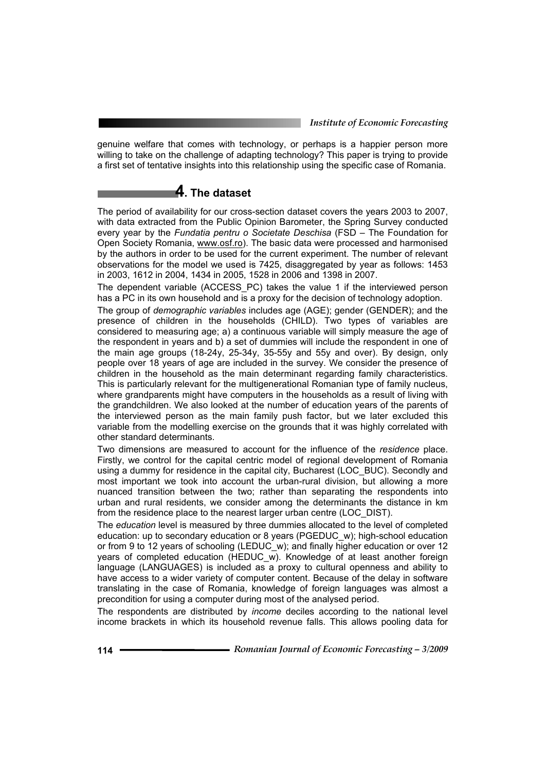genuine welfare that comes with technology, or perhaps is a happier person more willing to take on the challenge of adapting technology? This paper is trying to provide a first set of tentative insights into this relationship using the specific case of Romania.

## 4. The dataset

The period of availability for our cross-section dataset covers the years 2003 to 2007, with data extracted from the Public Opinion Barometer, the Spring Survey conducted every year by the *Fundatia pentru o Societate Deschisa* (FSD – The Foundation for Open Society Romania, www.osf.ro). The basic data were processed and harmonised by the authors in order to be used for the current experiment. The number of relevant observations for the model we used is 7425, disaggregated by year as follows: 1453 in 2003, 1612 in 2004, 1434 in 2005, 1528 in 2006 and 1398 in 2007.

The dependent variable (ACCESS_PC) takes the value 1 if the interviewed person has a PC in its own household and is a proxy for the decision of technology adoption.

The group of *demographic variables* includes age (AGE); gender (GENDER); and the presence of children in the households (CHILD). Two types of variables are considered to measuring age; a) a continuous variable will simply measure the age of the respondent in years and b) a set of dummies will include the respondent in one of the main age groups (18-24y, 25-34y, 35-55y and 55y and over). By design, only people over 18 years of age are included in the survey. We consider the presence of children in the household as the main determinant regarding family characteristics. This is particularly relevant for the multigenerational Romanian type of family nucleus, where grandparents might have computers in the households as a result of living with the grandchildren. We also looked at the number of education years of the parents of the interviewed person as the main family push factor, but we later excluded this variable from the modelling exercise on the grounds that it was highly correlated with other standard determinants.

Two dimensions are measured to account for the influence of the *residence* place. Firstly, we control for the capital centric model of regional development of Romania using a dummy for residence in the capital city, Bucharest (LOC_BUC). Secondly and most important we took into account the urban-rural division, but allowing a more nuanced transition between the two; rather than separating the respondents into urban and rural residents, we consider among the determinants the distance in km from the residence place to the nearest larger urban centre (LOC_DIST).

The *education* level is measured by three dummies allocated to the level of completed education: up to secondary education or 8 years (PGEDUC_w); high-school education or from 9 to 12 years of schooling (LEDUC_w); and finally higher education or over 12 years of completed education (HEDUC_w). Knowledge of at least another foreign language (LANGUAGES) is included as a proxy to cultural openness and ability to have access to a wider variety of computer content. Because of the delay in software translating in the case of Romania, knowledge of foreign languages was almost a precondition for using a computer during most of the analysed period.

The respondents are distributed by *income* deciles according to the national level income brackets in which its household revenue falls. This allows pooling data for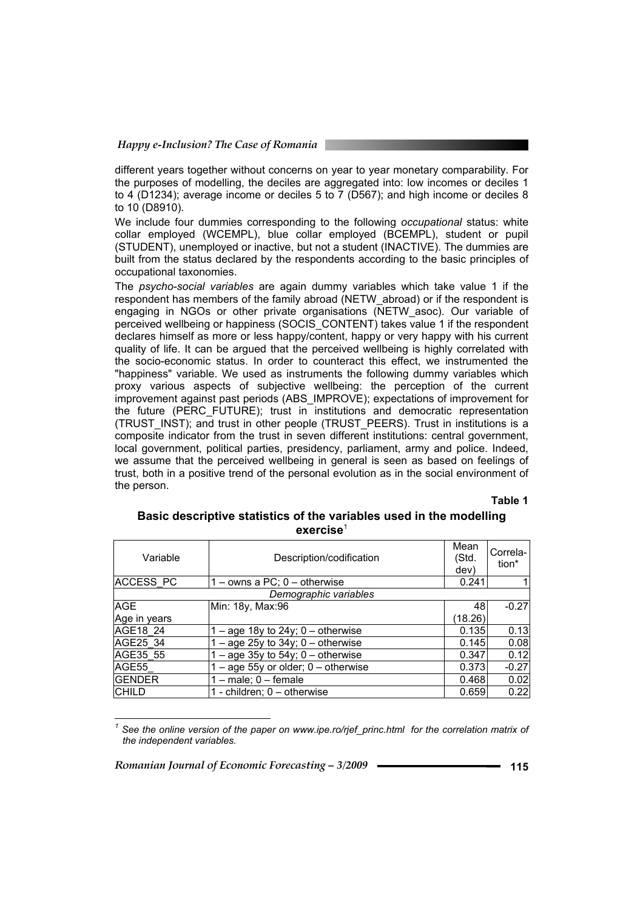different years together without concerns on year to year monetary comparability. For the purposes of modelling, the deciles are aggregated into: low incomes or deciles 1 to 4 (D1234); average income or deciles 5 to 7 (D567); and high income or deciles 8 to 10 (D8910).

We include four dummies corresponding to the following *occupational* status: white collar employed (WCEMPL), blue collar employed (BCEMPL), student or pupil (STUDENT), unemployed or inactive, but not a student (INACTIVE). The dummies are built from the status declared by the respondents according to the basic principles of occupational taxonomies.

The *psycho-social variables* are again dummy variables which take value 1 if the respondent has members of the family abroad (NETW_abroad) or if the respondent is engaging in NGOs or other private organisations (NETW_asoc). Our variable of perceived wellbeing or happiness (SOCIS_CONTENT) takes value 1 if the respondent declares himself as more or less happy/content, happy or very happy with his current quality of life. It can be argued that the perceived wellbeing is highly correlated with the socio-economic status. In order to counteract this effect, we instrumented the "happiness" variable. We used as instruments the following dummy variables which proxy various aspects of subjective wellbeing: the perception of the current improvement against past periods (ABS_IMPROVE); expectations of improvement for the future (PERC_FUTURE); trust in institutions and democratic representation (TRUST_INST); and trust in other people (TRUST_PEERS). Trust in institutions is a composite indicator from the trust in seven different institutions: central government, local government, political parties, presidency, parliament, army and police. Indeed, we assume that the perceived wellbeing in general is seen as based on feelings of trust, both in a positive trend of the personal evolution as in the social environment of the person.

**Table 1**

**Basic descriptive statistics of the variables used in the modelling exercise**[1]

| Variable | Description/codification | Mean (Std. dev) | Correlation* |
|---|---|---|---|
| ACCESS_PC | 1 – owns a PC; 0 – otherwise | 0.241 | 1 |
| | *Demographic variables* | | |
| AGE<br>Age in years | Min: 18y, Max:96 | 48<br>(18.26) | -0.27 |
| AGE18_24 | 1 – age 18y to 24y; 0 – otherwise | 0.135 | 0.13 |
| AGE25_34 | 1 – age 25y to 34y; 0 – otherwise | 0.145 | 0.08 |
| AGE35_55 | 1 – age 35y to 54y; 0 – otherwise | 0.347 | 0.12 |
| AGE55_ | 1 – age 55y or older; 0 – otherwise | 0.373 | -0.27 |
| GENDER | 1 – male; 0 – female | 0.468 | 0.02 |
| CHILD | 1 - children; 0 – otherwise | 0.659 | 0.22 |

[1] *See the online version of the paper on www.ipe.ro/rjef_princ.html for the correlation matrix of the independent variables.*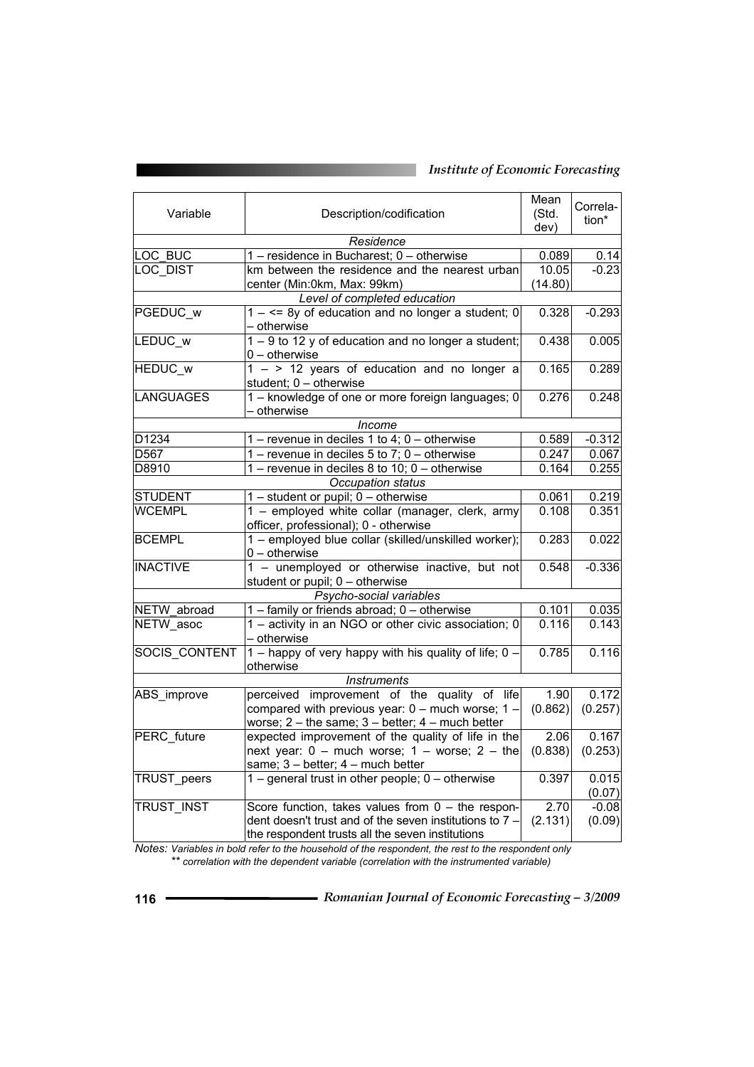| Variable | Description/codification | Mean (Std. dev) | Correlation* |
|---|---|---|---|
| *Residence* | | | |
| LOC_BUC | 1 – residence in Bucharest; 0 – otherwise | 0.089 | 0.14 |
| LOC_DIST | km between the residence and the nearest urban center (Min:0km, Max: 99km) | 10.05 (14.80) | -0.23 |
| *Level of completed education* | | | |
| PGEDUC_w | 1 – <= 8y of education and no longer a student; 0 – otherwise | 0.328 | -0.293 |
| LEDUC_w | 1 – 9 to 12 y of education and no longer a student; 0 – otherwise | 0.438 | 0.005 |
| HEDUC_w | 1 – > 12 years of education and no longer a student; 0 – otherwise | 0.165 | 0.289 |
| LANGUAGES | 1 – knowledge of one or more foreign languages; 0 – otherwise | 0.276 | 0.248 |
| *Income* | | | |
| D1234 | 1 – revenue in deciles 1 to 4; 0 – otherwise | 0.589 | -0.312 |
| D567 | 1 – revenue in deciles 5 to 7; 0 – otherwise | 0.247 | 0.067 |
| D8910 | 1 – revenue in deciles 8 to 10; 0 – otherwise | 0.164 | 0.255 |
| *Occupation status* | | | |
| STUDENT | 1 – student or pupil; 0 – otherwise | 0.061 | 0.219 |
| WCEMPL | 1 – employed white collar (manager, clerk, army officer, professional); 0 - otherwise | 0.108 | 0.351 |
| BCEMPL | 1 – employed blue collar (skilled/unskilled worker); 0 – otherwise | 0.283 | 0.022 |
| INACTIVE | 1 – unemployed or otherwise inactive, but not student or pupil; 0 – otherwise | 0.548 | -0.336 |
| *Psycho-social variables* | | | |
| NETW_abroad | 1 – family or friends abroad; 0 – otherwise | 0.101 | 0.035 |
| NETW_asoc | 1 – activity in an NGO or other civic association; 0 – otherwise | 0.116 | 0.143 |
| SOCIS_CONTENT | 1 – happy of very happy with his quality of life; 0 – otherwise | 0.785 | 0.116 |
| *Instruments* | | | |
| ABS_improve | perceived improvement of the quality of life compared with previous year: 0 – much worse; 1 – worse; 2 – the same; 3 – better; 4 – much better | 1.90 (0.862) | 0.172 (0.257) |
| PERC_future | expected improvement of the quality of life in the next year: 0 – much worse; 1 – worse; 2 – the same; 3 – better; 4 – much better | 2.06 (0.838) | 0.167 (0.253) |
| TRUST_peers | 1 – general trust in other people; 0 – otherwise | 0.397 | 0.015 (0.07) |
| TRUST_INST | Score function, takes values from 0 – the respondent doesn't trust and of the seven institutions to 7 – the respondent trusts all the seven institutions | 2.70 (2.131) | -0.08 (0.09) |

*Notes: Variables in bold refer to the household of the respondent, the rest to the respondent only*

*\*\* correlation with the dependent variable (correlation with the instrumented variable)*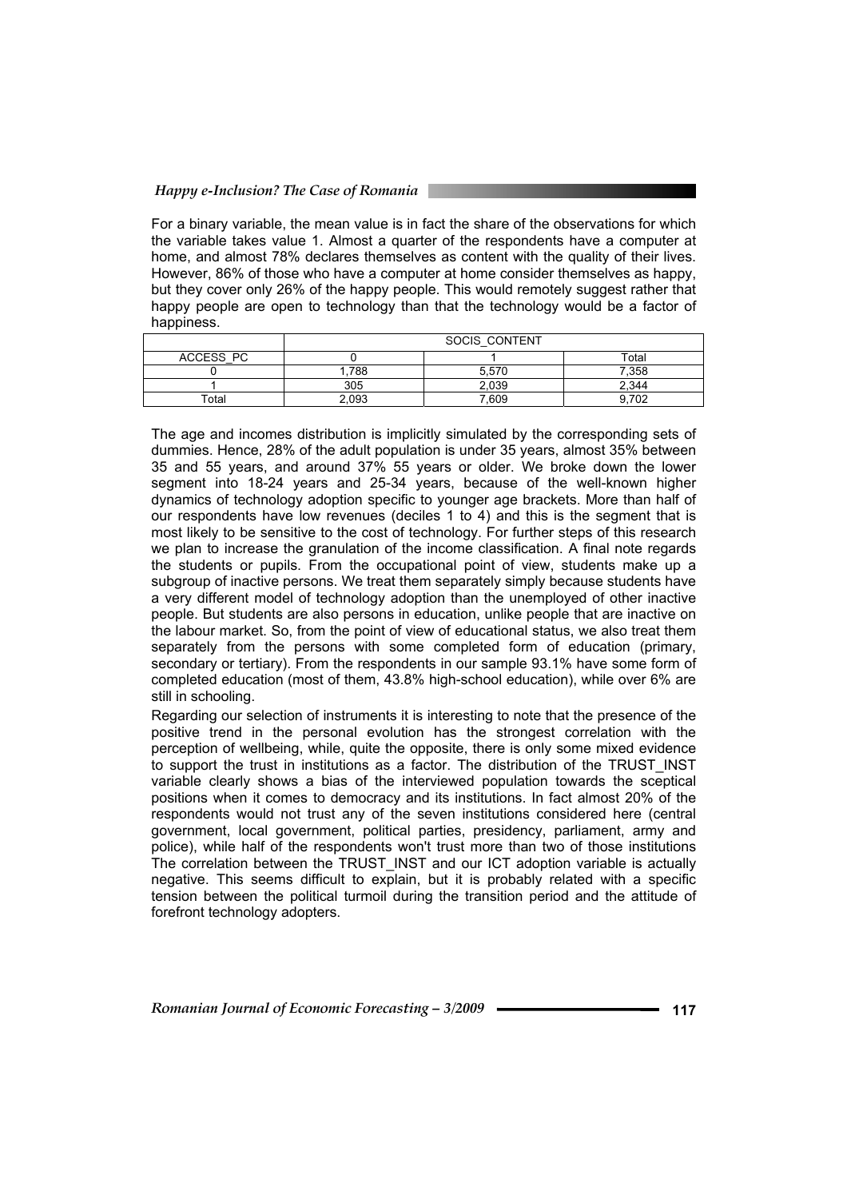For a binary variable, the mean value is in fact the share of the observations for which the variable takes value 1. Almost a quarter of the respondents have a computer at home, and almost 78% declares themselves as content with the quality of their lives. However, 86% of those who have a computer at home consider themselves as happy, but they cover only 26% of the happy people. This would remotely suggest rather that happy people are open to technology than that the technology would be a factor of happiness.

|  | SOCIS_CONTENT | | |
|---|---|---|---|
| ACCESS_PC | 0 | 1 | Total |
| 0 | 1,788 | 5,570 | 7,358 |
| 1 | 305 | 2,039 | 2,344 |
| Total | 2,093 | 7,609 | 9,702 |

The age and incomes distribution is implicitly simulated by the corresponding sets of dummies. Hence, 28% of the adult population is under 35 years, almost 35% between 35 and 55 years, and around 37% 55 years or older. We broke down the lower segment into 18-24 years and 25-34 years, because of the well-known higher dynamics of technology adoption specific to younger age brackets. More than half of our respondents have low revenues (deciles 1 to 4) and this is the segment that is most likely to be sensitive to the cost of technology. For further steps of this research we plan to increase the granulation of the income classification. A final note regards the students or pupils. From the occupational point of view, students make up a subgroup of inactive persons. We treat them separately simply because students have a very different model of technology adoption than the unemployed of other inactive people. But students are also persons in education, unlike people that are inactive on the labour market. So, from the point of view of educational status, we also treat them separately from the persons with some completed form of education (primary, secondary or tertiary). From the respondents in our sample 93.1% have some form of completed education (most of them, 43.8% high-school education), while over 6% are still in schooling.

Regarding our selection of instruments it is interesting to note that the presence of the positive trend in the personal evolution has the strongest correlation with the perception of wellbeing, while, quite the opposite, there is only some mixed evidence to support the trust in institutions as a factor. The distribution of the TRUST_INST variable clearly shows a bias of the interviewed population towards the sceptical positions when it comes to democracy and its institutions. In fact almost 20% of the respondents would not trust any of the seven institutions considered here (central government, local government, political parties, presidency, parliament, army and police), while half of the respondents won't trust more than two of those institutions The correlation between the TRUST_INST and our ICT adoption variable is actually negative. This seems difficult to explain, but it is probably related with a specific tension between the political turmoil during the transition period and the attitude of forefront technology adopters.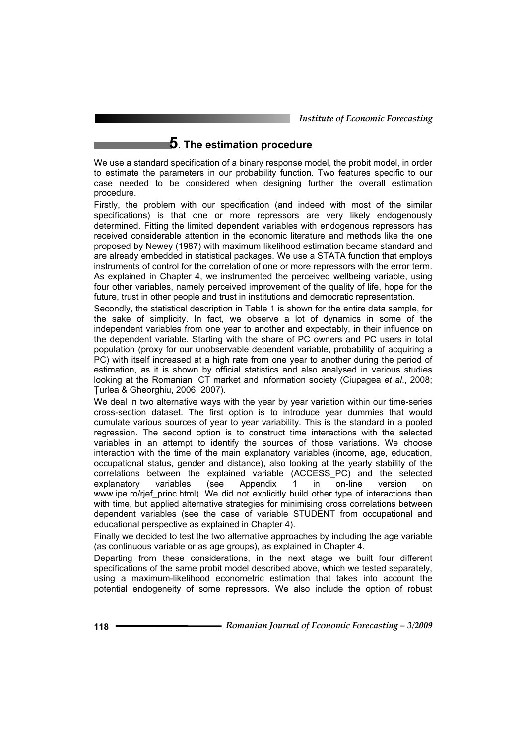## 5. The estimation procedure

We use a standard specification of a binary response model, the probit model, in order to estimate the parameters in our probability function. Two features specific to our case needed to be considered when designing further the overall estimation procedure.

Firstly, the problem with our specification (and indeed with most of the similar specifications) is that one or more repressors are very likely endogenously determined. Fitting the limited dependent variables with endogenous repressors has received considerable attention in the economic literature and methods like the one proposed by Newey (1987) with maximum likelihood estimation became standard and are already embedded in statistical packages. We use a STATA function that employs instruments of control for the correlation of one or more repressors with the error term. As explained in Chapter 4, we instrumented the perceived wellbeing variable, using four other variables, namely perceived improvement of the quality of life, hope for the future, trust in other people and trust in institutions and democratic representation.

Secondly, the statistical description in Table 1 is shown for the entire data sample, for the sake of simplicity. In fact, we observe a lot of dynamics in some of the independent variables from one year to another and expectably, in their influence on the dependent variable. Starting with the share of PC owners and PC users in total population (proxy for our unobservable dependent variable, probability of acquiring a PC) with itself increased at a high rate from one year to another during the period of estimation, as it is shown by official statistics and also analysed in various studies looking at the Romanian ICT market and information society (Ciupagea *et al*., 2008; Țurlea & Gheorghiu, 2006, 2007).

We deal in two alternative ways with the year by year variation within our time-series cross-section dataset. The first option is to introduce year dummies that would cumulate various sources of year to year variability. This is the standard in a pooled regression. The second option is to construct time interactions with the selected variables in an attempt to identify the sources of those variations. We choose interaction with the time of the main explanatory variables (income, age, education, occupational status, gender and distance), also looking at the yearly stability of the correlations between the explained variable (ACCESS_PC) and the selected explanatory variables (see Appendix 1 in on-line version on www.ipe.ro/rjef_princ.html). We did not explicitly build other type of interactions than with time, but applied alternative strategies for minimising cross correlations between dependent variables (see the case of variable STUDENT from occupational and educational perspective as explained in Chapter 4).

Finally we decided to test the two alternative approaches by including the age variable (as continuous variable or as age groups), as explained in Chapter 4.

Departing from these considerations, in the next stage we built four different specifications of the same probit model described above, which we tested separately, using a maximum-likelihood econometric estimation that takes into account the potential endogeneity of some repressors. We also include the option of robust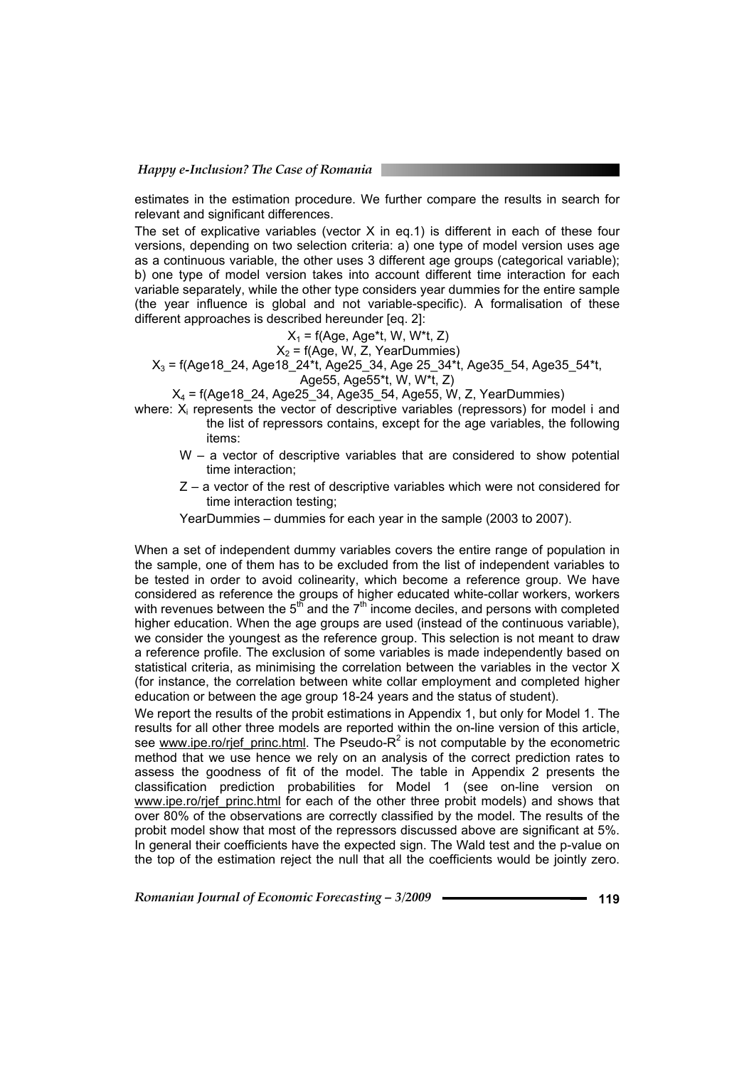estimates in the estimation procedure. We further compare the results in search for relevant and significant differences.

The set of explicative variables (vector X in eq.1) is different in each of these four versions, depending on two selection criteria: a) one type of model version uses age as a continuous variable, the other uses 3 different age groups (categorical variable); b) one type of model version takes into account different time interaction for each variable separately, while the other type considers year dummies for the entire sample (the year influence is global and not variable-specific). A formalisation of these different approaches is described hereunder [eq. 2]:

$$X_1 = f(Age, Age*t, W, W*t, Z)$$

$$X_2 = f(Age, W, Z, YearDummies)$$

$$X_3 = f(Age18\_24, Age18\_24*t, Age25\_34, Age\ 25\_34*t, Age35\_54, Age35\_54*t, Age55, Age55*t, W, W*t, Z)$$

$$X_4 = f(Age18\_24, Age25\_34, Age35\_54, Age55, W, Z, YearDummies)$$

where: $X_i$ represents the vector of descriptive variables (repressors) for model i and the list of repressors contains, except for the age variables, the following items:

- W – a vector of descriptive variables that are considered to show potential time interaction;
- Z – a vector of the rest of descriptive variables which were not considered for time interaction testing;
- YearDummies – dummies for each year in the sample (2003 to 2007).

When a set of independent dummy variables covers the entire range of population in the sample, one of them has to be excluded from the list of independent variables to be tested in order to avoid colinearity, which become a reference group. We have considered as reference the groups of higher educated white-collar workers, workers with revenues between the 5[th] and the 7[th] income deciles, and persons with completed higher education. When the age groups are used (instead of the continuous variable), we consider the youngest as the reference group. This selection is not meant to draw a reference profile. The exclusion of some variables is made independently based on statistical criteria, as minimising the correlation between the variables in the vector X (for instance, the correlation between white collar employment and completed higher education or between the age group 18-24 years and the status of student).

We report the results of the probit estimations in Appendix 1, but only for Model 1. The results for all other three models are reported within the on-line version of this article, see www.ipe.ro/rjef_princ.html. The Pseudo-$R^2$ is not computable by the econometric method that we use hence we rely on an analysis of the correct prediction rates to assess the goodness of fit of the model. The table in Appendix 2 presents the classification prediction probabilities for Model 1 (see on-line version on www.ipe.ro/rjef_princ.html for each of the other three probit models) and shows that over 80% of the observations are correctly classified by the model. The results of the probit model show that most of the repressors discussed above are significant at 5%. In general their coefficients have the expected sign. The Wald test and the p-value on the top of the estimation reject the null that all the coefficients would be jointly zero.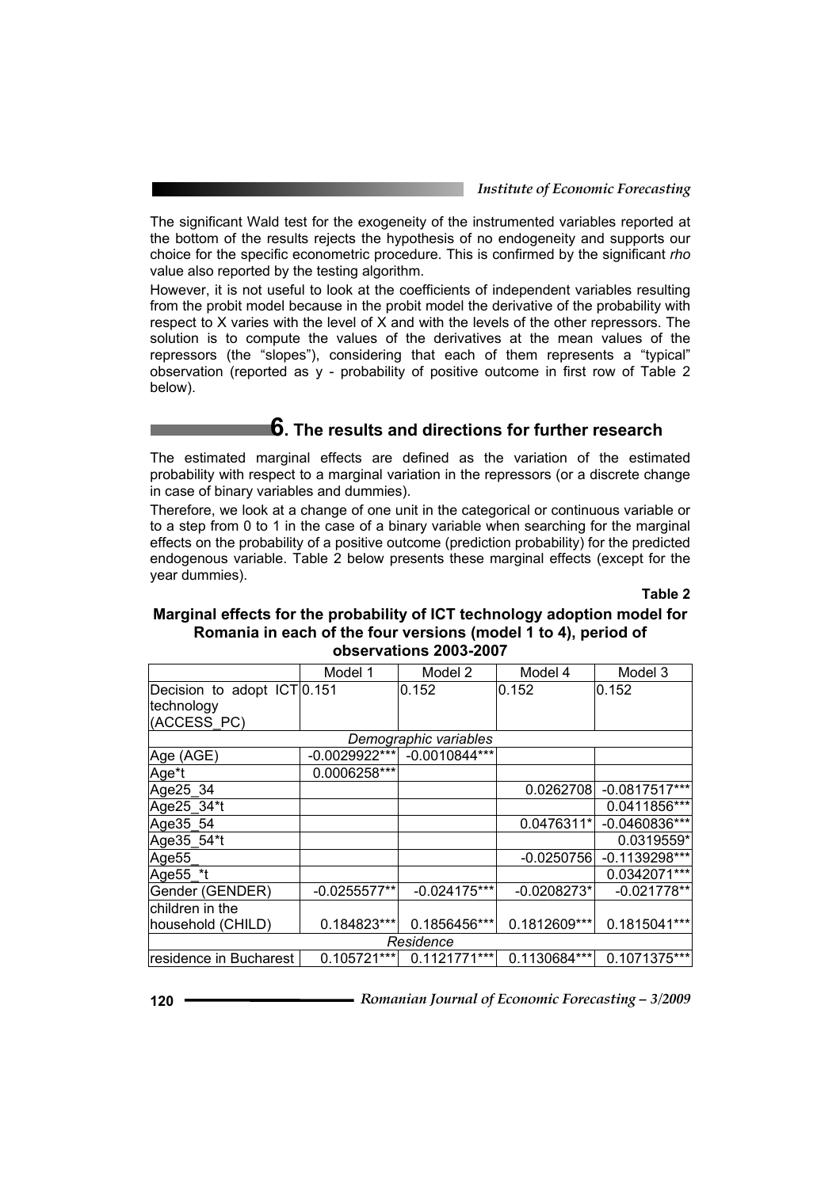The significant Wald test for the exogeneity of the instrumented variables reported at the bottom of the results rejects the hypothesis of no endogeneity and supports our choice for the specific econometric procedure. This is confirmed by the significant *rho* value also reported by the testing algorithm.

However, it is not useful to look at the coefficients of independent variables resulting from the probit model because in the probit model the derivative of the probability with respect to X varies with the level of X and with the levels of the other repressors. The solution is to compute the values of the derivatives at the mean values of the repressors (the "slopes"), considering that each of them represents a "typical" observation (reported as y - probability of positive outcome in first row of Table 2 below).

## 6. The results and directions for further research

The estimated marginal effects are defined as the variation of the estimated probability with respect to a marginal variation in the repressors (or a discrete change in case of binary variables and dummies).

Therefore, we look at a change of one unit in the categorical or continuous variable or to a step from 0 to 1 in the case of a binary variable when searching for the marginal effects on the probability of a positive outcome (prediction probability) for the predicted endogenous variable. Table 2 below presents these marginal effects (except for the year dummies).

**Table 2**

**Marginal effects for the probability of ICT technology adoption model for Romania in each of the four versions (model 1 to 4), period of observations 2003-2007**

| | Model 1 | Model 2 | Model 4 | Model 3 |
|---|---|---|---|---|
| Decision to adopt ICT technology (ACCESS_PC) | 0.151 | 0.152 | 0.152 | 0.152 |
| *Demographic variables* | | | | |
| Age (AGE) | -0.0029922*** | -0.0010844*** | | |
| Age*t | 0.0006258*** | | | |
| Age25_34 | | | 0.0262708 | -0.0817517*** |
| Age25_34*t | | | | 0.0411856*** |
| Age35_54 | | | 0.0476311* | -0.0460836*** |
| Age35_54*t | | | | 0.0319559* |
| Age55_ | | | -0.0250756 | -0.1139298*** |
| Age55_*t | | | | 0.0342071*** |
| Gender (GENDER) | -0.0255577** | -0.024175*** | -0.0208273* | -0.021778** |
| children in the household (CHILD) | 0.184823*** | 0.1856456*** | 0.1812609*** | 0.1815041*** |
| *Residence* | | | | |
| residence in Bucharest | 0.105721*** | 0.1121771*** | 0.1130684*** | 0.1071375*** |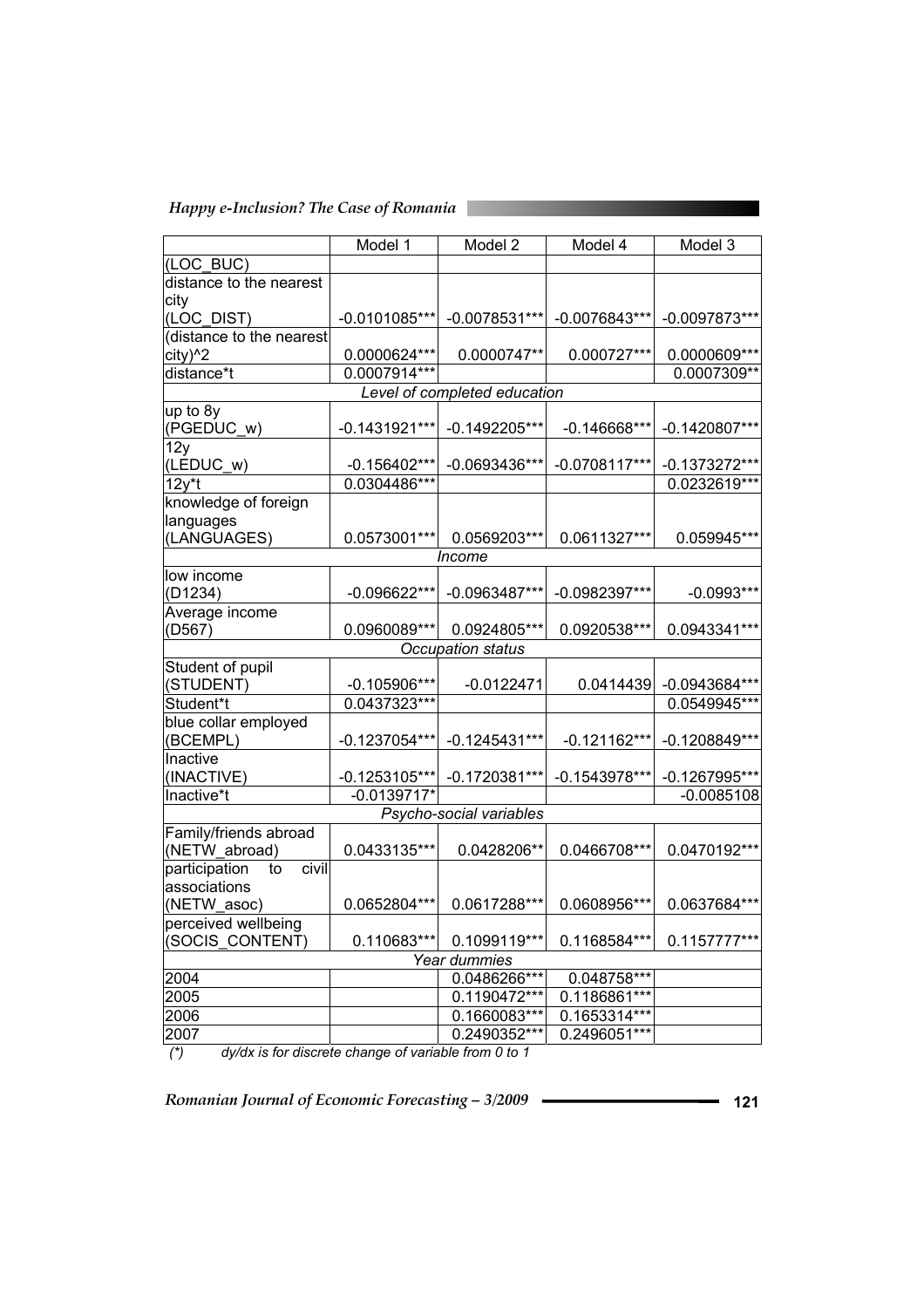|  | Model 1 | Model 2 | Model 4 | Model 3 |
|---|---|---|---|---|
| (LOC_BUC) |  |  |  |  |
| distance to the nearest city (LOC_DIST) | -0.0101085*** | -0.0078531*** | -0.0076843*** | -0.0097873*** |
| (distance to the nearest city)^2 | 0.0000624*** | 0.0000747** | 0.000727*** | 0.0000609*** |
| distance*t | 0.0007914*** |  |  | 0.0007309** |
| *Level of completed education* |  |  |  |  |
| up to 8y (PGEDUC_w) | -0.1431921*** | -0.1492205*** | -0.146668*** | -0.1420807*** |
| 12y (LEDUC_w) | -0.156402*** | -0.0693436*** | -0.0708117*** | -0.1373272*** |
| 12y*t | 0.0304486*** |  |  | 0.0232619*** |
| knowledge of foreign languages (LANGUAGES) | 0.0573001*** | 0.0569203*** | 0.0611327*** | 0.059945*** |
| *Income* |  |  |  |  |
| low income (D1234) | -0.096622*** | -0.0963487*** | -0.0982397*** | -0.0993*** |
| Average income (D567) | 0.0960089*** | 0.0924805*** | 0.0920538*** | 0.0943341*** |
| *Occupation status* |  |  |  |  |
| Student of pupil (STUDENT) | -0.105906*** | -0.0122471 | 0.0414439 | -0.0943684*** |
| Student*t | 0.0437323*** |  |  | 0.0549945*** |
| blue collar employed (BCEMPL) | -0.1237054*** | -0.1245431*** | -0.121162*** | -0.1208849*** |
| Inactive (INACTIVE) | -0.1253105*** | -0.1720381*** | -0.1543978*** | -0.1267995*** |
| Inactive*t | -0.0139717* |  |  | -0.0085108 |
| *Psycho-social variables* |  |  |  |  |
| Family/friends abroad (NETW_abroad) | 0.0433135*** | 0.0428206** | 0.0466708*** | 0.0470192*** |
| participation to civil associations (NETW_asoc) | 0.0652804*** | 0.0617288*** | 0.0608956*** | 0.0637684*** |
| perceived wellbeing (SOCIS_CONTENT) | 0.110683*** | 0.1099119*** | 0.1168584*** | 0.1157777*** |
| *Year dummies* |  |  |  |  |
| 2004 |  | 0.0486266*** | 0.048758*** |  |
| 2005 |  | 0.1190472*** | 0.1186861*** |  |
| 2006 |  | 0.1660083*** | 0.1653314*** |  |
| 2007 |  | 0.2490352*** | 0.2496051*** |  |

*(\*) dy/dx is for discrete change of variable from 0 to 1*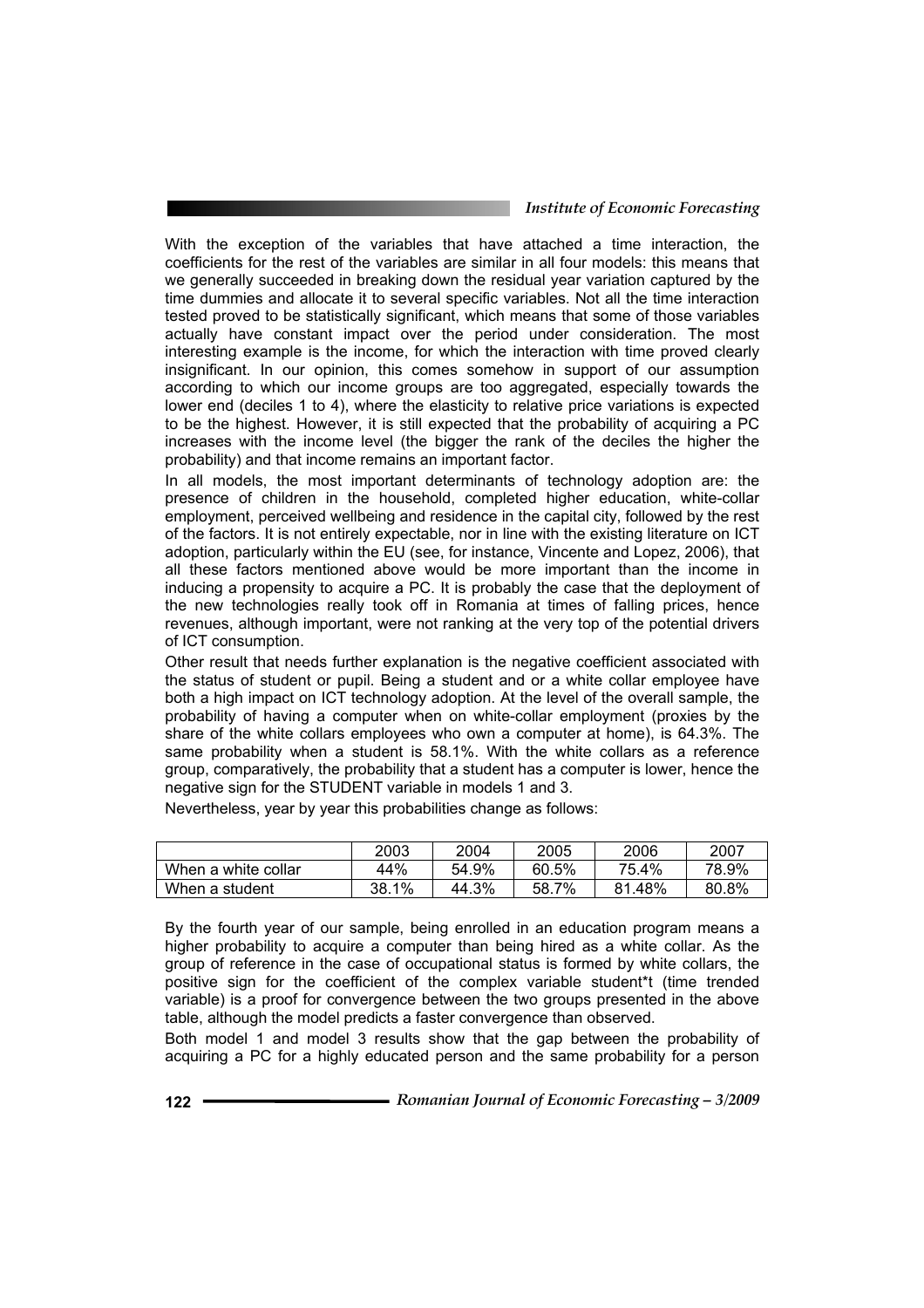With the exception of the variables that have attached a time interaction, the coefficients for the rest of the variables are similar in all four models: this means that we generally succeeded in breaking down the residual year variation captured by the time dummies and allocate it to several specific variables. Not all the time interaction tested proved to be statistically significant, which means that some of those variables actually have constant impact over the period under consideration. The most interesting example is the income, for which the interaction with time proved clearly insignificant. In our opinion, this comes somehow in support of our assumption according to which our income groups are too aggregated, especially towards the lower end (deciles 1 to 4), where the elasticity to relative price variations is expected to be the highest. However, it is still expected that the probability of acquiring a PC increases with the income level (the bigger the rank of the deciles the higher the probability) and that income remains an important factor.

In all models, the most important determinants of technology adoption are: the presence of children in the household, completed higher education, white-collar employment, perceived wellbeing and residence in the capital city, followed by the rest of the factors. It is not entirely expectable, nor in line with the existing literature on ICT adoption, particularly within the EU (see, for instance, Vincente and Lopez, 2006), that all these factors mentioned above would be more important than the income in inducing a propensity to acquire a PC. It is probably the case that the deployment of the new technologies really took off in Romania at times of falling prices, hence revenues, although important, were not ranking at the very top of the potential drivers of ICT consumption.

Other result that needs further explanation is the negative coefficient associated with the status of student or pupil. Being a student and or a white collar employee have both a high impact on ICT technology adoption. At the level of the overall sample, the probability of having a computer when on white-collar employment (proxies by the share of the white collars employees who own a computer at home), is 64.3%. The same probability when a student is 58.1%. With the white collars as a reference group, comparatively, the probability that a student has a computer is lower, hence the negative sign for the STUDENT variable in models 1 and 3.

Nevertheless, year by year this probabilities change as follows:

| | 2003 | 2004 | 2005 | 2006 | 2007 |
|---|---|---|---|---|---|
| When a white collar | 44% | 54.9% | 60.5% | 75.4% | 78.9% |
| When a student | 38.1% | 44.3% | 58.7% | 81.48% | 80.8% |

By the fourth year of our sample, being enrolled in an education program means a higher probability to acquire a computer than being hired as a white collar. As the group of reference in the case of occupational status is formed by white collars, the positive sign for the coefficient of the complex variable student*t (time trended variable) is a proof for convergence between the two groups presented in the above table, although the model predicts a faster convergence than observed.

Both model 1 and model 3 results show that the gap between the probability of acquiring a PC for a highly educated person and the same probability for a person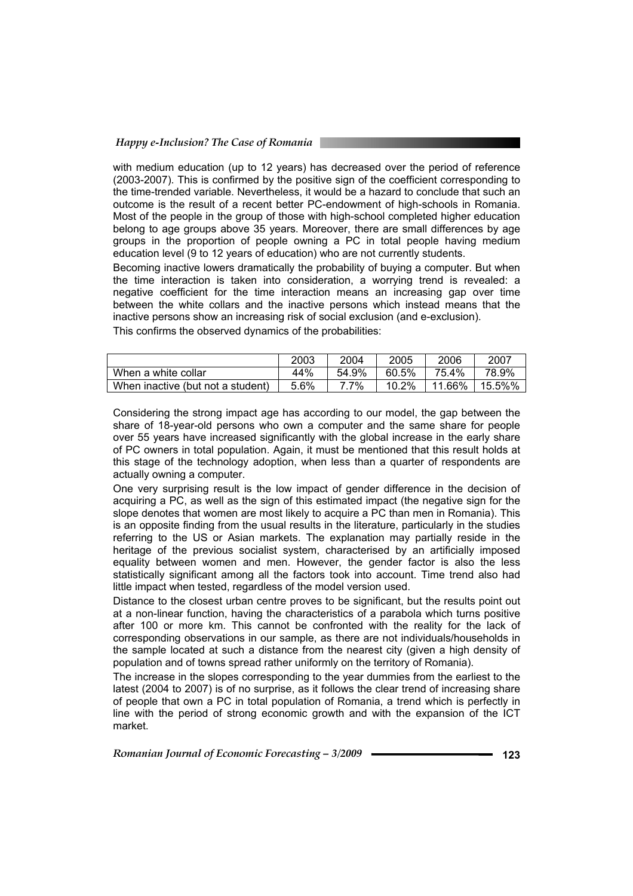with medium education (up to 12 years) has decreased over the period of reference (2003-2007). This is confirmed by the positive sign of the coefficient corresponding to the time-trended variable. Nevertheless, it would be a hazard to conclude that such an outcome is the result of a recent better PC-endowment of high-schools in Romania. Most of the people in the group of those with high-school completed higher education belong to age groups above 35 years. Moreover, there are small differences by age groups in the proportion of people owning a PC in total people having medium education level (9 to 12 years of education) who are not currently students.

Becoming inactive lowers dramatically the probability of buying a computer. But when the time interaction is taken into consideration, a worrying trend is revealed: a negative coefficient for the time interaction means an increasing gap over time between the white collars and the inactive persons which instead means that the inactive persons show an increasing risk of social exclusion (and e-exclusion).

This confirms the observed dynamics of the probabilities:

| | 2003 | 2004 | 2005 | 2006 | 2007 |
|---|---|---|---|---|---|
| When a white collar | 44% | 54.9% | 60.5% | 75.4% | 78.9% |
| When inactive (but not a student) | 5.6% | 7.7% | 10.2% | 11.66% | 15.5%% |

Considering the strong impact age has according to our model, the gap between the share of 18-year-old persons who own a computer and the same share for people over 55 years have increased significantly with the global increase in the early share of PC owners in total population. Again, it must be mentioned that this result holds at this stage of the technology adoption, when less than a quarter of respondents are actually owning a computer.

One very surprising result is the low impact of gender difference in the decision of acquiring a PC, as well as the sign of this estimated impact (the negative sign for the slope denotes that women are most likely to acquire a PC than men in Romania). This is an opposite finding from the usual results in the literature, particularly in the studies referring to the US or Asian markets. The explanation may partially reside in the heritage of the previous socialist system, characterised by an artificially imposed equality between women and men. However, the gender factor is also the less statistically significant among all the factors took into account. Time trend also had little impact when tested, regardless of the model version used.

Distance to the closest urban centre proves to be significant, but the results point out at a non-linear function, having the characteristics of a parabola which turns positive after 100 or more km. This cannot be confronted with the reality for the lack of corresponding observations in our sample, as there are not individuals/households in the sample located at such a distance from the nearest city (given a high density of population and of towns spread rather uniformly on the territory of Romania).

The increase in the slopes corresponding to the year dummies from the earliest to the latest (2004 to 2007) is of no surprise, as it follows the clear trend of increasing share of people that own a PC in total population of Romania, a trend which is perfectly in line with the period of strong economic growth and with the expansion of the ICT market.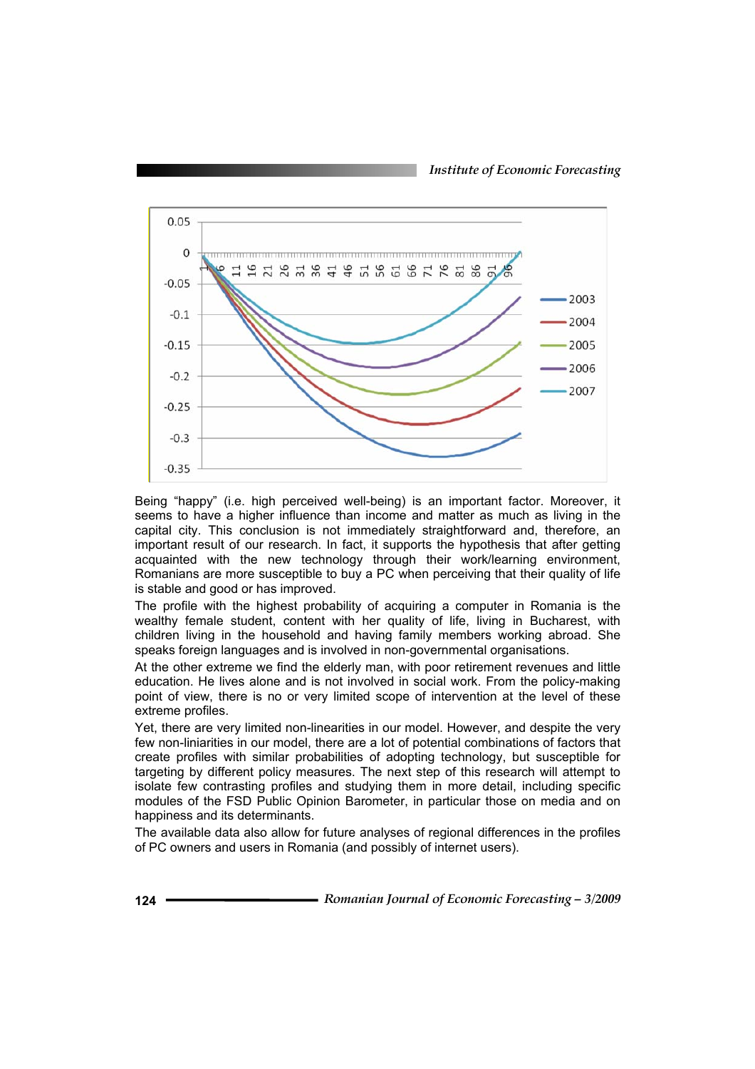Being "happy" (i.e. high perceived well-being) is an important factor. Moreover, it seems to have a higher influence than income and matter as much as living in the capital city. This conclusion is not immediately straightforward and, therefore, an important result of our research. In fact, it supports the hypothesis that after getting acquainted with the new technology through their work/learning environment, Romanians are more susceptible to buy a PC when perceiving that their quality of life is stable and good or has improved.

The profile with the highest probability of acquiring a computer in Romania is the wealthy female student, content with her quality of life, living in Bucharest, with children living in the household and having family members working abroad. She speaks foreign languages and is involved in non-governmental organisations.

At the other extreme we find the elderly man, with poor retirement revenues and little education. He lives alone and is not involved in social work. From the policy-making point of view, there is no or very limited scope of intervention at the level of these extreme profiles.

Yet, there are very limited non-linearities in our model. However, and despite the very few non-liniarities in our model, there are a lot of potential combinations of factors that create profiles with similar probabilities of adopting technology, but susceptible for targeting by different policy measures. The next step of this research will attempt to isolate few contrasting profiles and studying them in more detail, including specific modules of the FSD Public Opinion Barometer, in particular those on media and on happiness and its determinants.

The available data also allow for future analyses of regional differences in the profiles of PC owners and users in Romania (and possibly of internet users).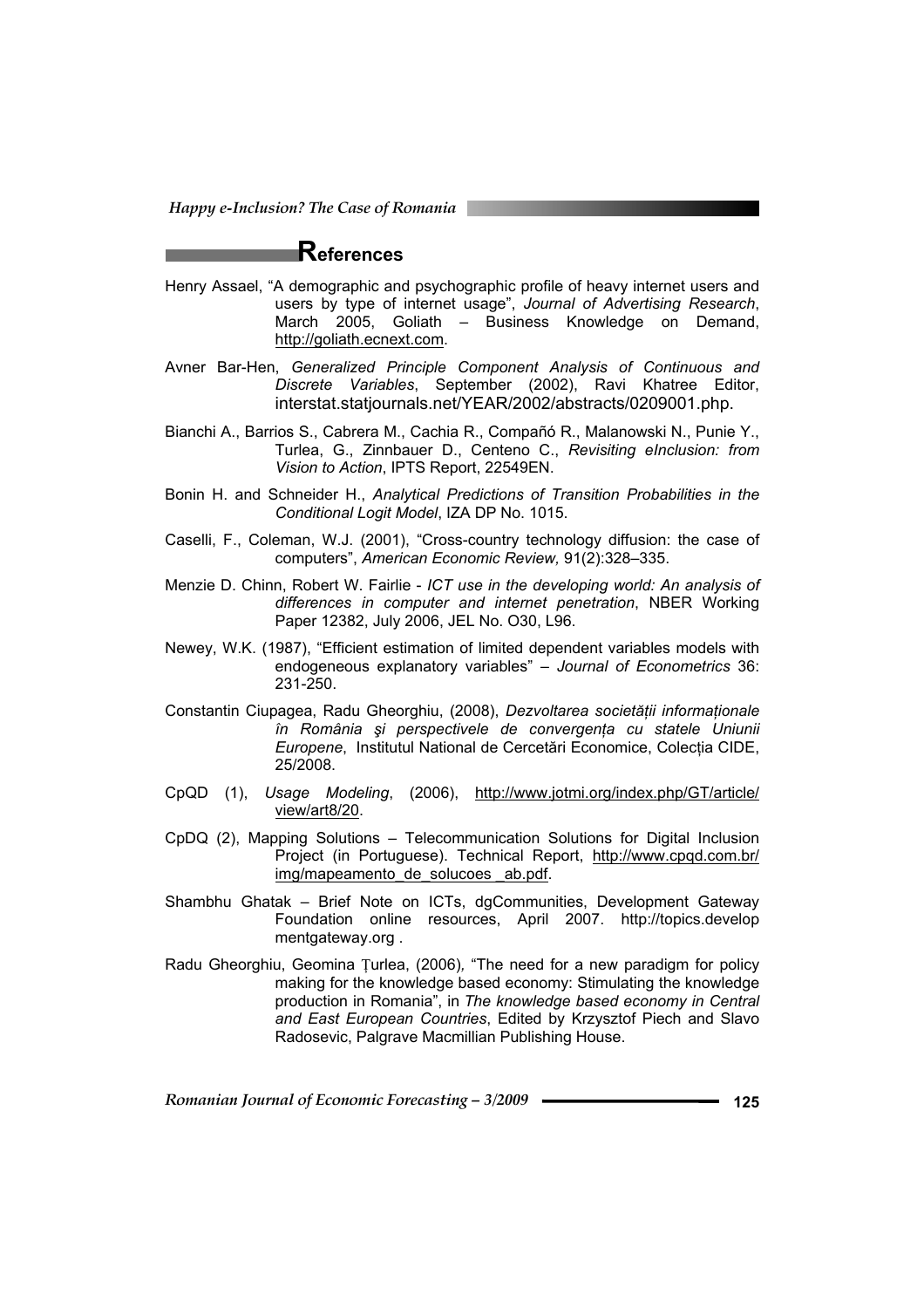## References

Henry Assael, "A demographic and psychographic profile of heavy internet users and users by type of internet usage", *Journal of Advertising Research*, March 2005, Goliath – Business Knowledge on Demand, http://goliath.ecnext.com.

Avner Bar-Hen, *Generalized Principle Component Analysis of Continuous and Discrete Variables*, September (2002), Ravi Khatree Editor, interstat.statjournals.net/YEAR/2002/abstracts/0209001.php.

Bianchi A., Barrios S., Cabrera M., Cachia R., Compañó R., Malanowski N., Punie Y., Turlea, G., Zinnbauer D., Centeno C., *Revisiting eInclusion: from Vision to Action*, IPTS Report, 22549EN.

Bonin H. and Schneider H., *Analytical Predictions of Transition Probabilities in the Conditional Logit Model*, IZA DP No. 1015.

Caselli, F., Coleman, W.J. (2001), "Cross-country technology diffusion: the case of computers", *American Economic Review,* 91(2):328–335.

Menzie D. Chinn, Robert W. Fairlie - *ICT use in the developing world: An analysis of differences in computer and internet penetration*, NBER Working Paper 12382, July 2006, JEL No. O30, L96.

Newey, W.K. (1987), "Efficient estimation of limited dependent variables models with endogeneous explanatory variables" – *Journal of Econometrics* 36: 231-250.

Constantin Ciupagea, Radu Gheorghiu, (2008), *Dezvoltarea societăţii informaţionale în România şi perspectivele de convergenţa cu statele Uniunii Europene*, Institutul National de Cercetări Economice, Colecţia CIDE, 25/2008.

CpQD (1), *Usage Modeling*, (2006), http://www.jotmi.org/index.php/GT/article/view/art8/20.

CpDQ (2), Mapping Solutions – Telecommunication Solutions for Digital Inclusion Project (in Portuguese). Technical Report, http://www.cpqd.com.br/img/mapeamento_de_solucoes _ab.pdf.

Shambhu Ghatak – Brief Note on ICTs, dgCommunities, Development Gateway Foundation online resources, April 2007. http://topics.develop mentgateway.org .

Radu Gheorghiu, Geomina Ţurlea, (2006), "The need for a new paradigm for policy making for the knowledge based economy: Stimulating the knowledge production in Romania", in *The knowledge based economy in Central and East European Countries*, Edited by Krzysztof Piech and Slavo Radosevic, Palgrave Macmillian Publishing House.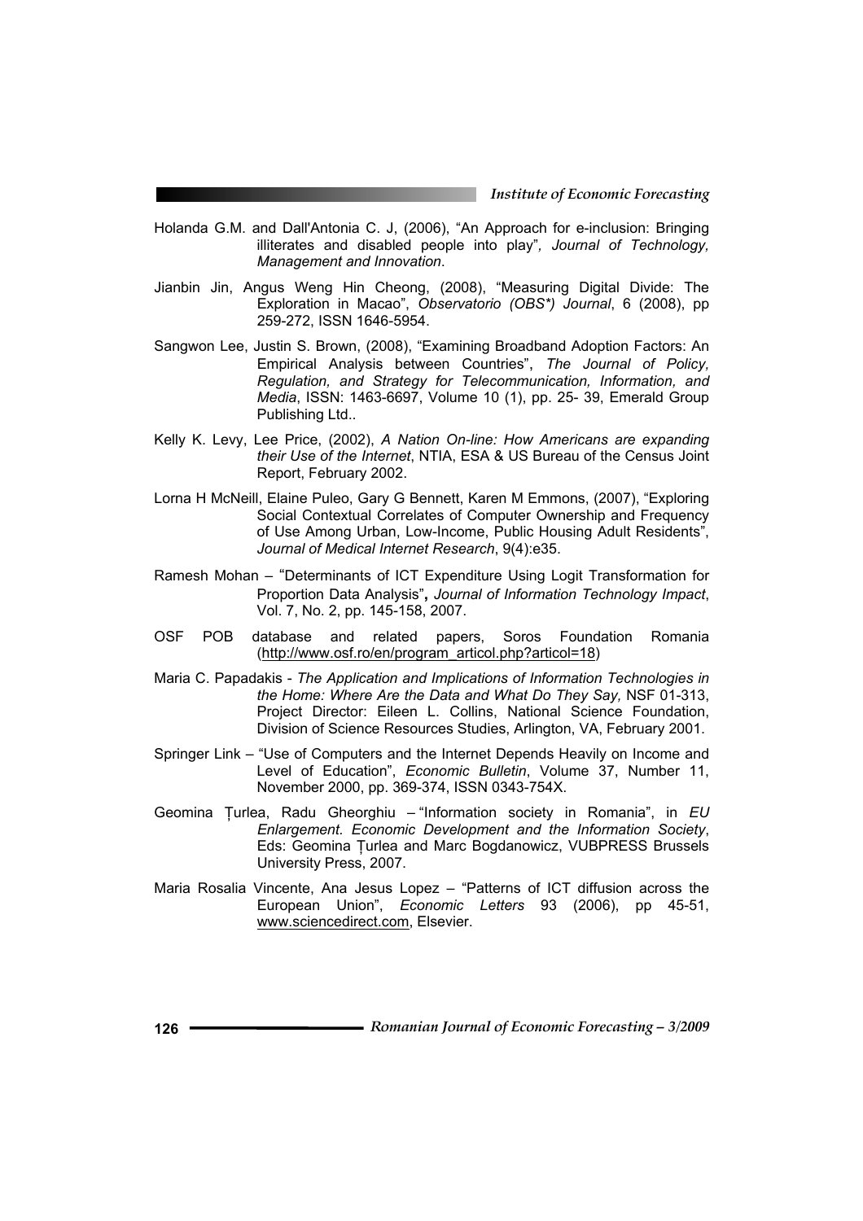Holanda G.M. and Dall'Antonia C. J, (2006), "An Approach for e-inclusion: Bringing illiterates and disabled people into play", *Journal of Technology, Management and Innovation*.

Jianbin Jin, Angus Weng Hin Cheong, (2008), "Measuring Digital Divide: The Exploration in Macao", *Observatorio (OBS*) Journal*, 6 (2008), pp 259-272, ISSN 1646-5954.

Sangwon Lee, Justin S. Brown, (2008), "Examining Broadband Adoption Factors: An Empirical Analysis between Countries", *The Journal of Policy, Regulation, and Strategy for Telecommunication, Information, and Media*, ISSN: 1463-6697, Volume 10 (1), pp. 25- 39, Emerald Group Publishing Ltd..

Kelly K. Levy, Lee Price, (2002), *A Nation On-line: How Americans are expanding their Use of the Internet*, NTIA, ESA & US Bureau of the Census Joint Report, February 2002.

Lorna H McNeill, Elaine Puleo, Gary G Bennett, Karen M Emmons, (2007), "Exploring Social Contextual Correlates of Computer Ownership and Frequency of Use Among Urban, Low-Income, Public Housing Adult Residents", *Journal of Medical Internet Research*, 9(4):e35.

Ramesh Mohan – "Determinants of ICT Expenditure Using Logit Transformation for Proportion Data Analysis", *Journal of Information Technology Impact*, Vol. 7, No. 2, pp. 145-158, 2007.

OSF POB database and related papers, Soros Foundation Romania (http://www.osf.ro/en/program_articol.php?articol=18)

Maria C. Papadakis - *The Application and Implications of Information Technologies in the Home: Where Are the Data and What Do They Say,* NSF 01-313, Project Director: Eileen L. Collins, National Science Foundation, Division of Science Resources Studies, Arlington, VA, February 2001.

Springer Link – "Use of Computers and the Internet Depends Heavily on Income and Level of Education", *Economic Bulletin*, Volume 37, Number 11, November 2000, pp. 369-374, ISSN 0343-754X.

Geomina Țurlea, Radu Gheorghiu – "Information society in Romania", in *EU Enlargement. Economic Development and the Information Society*, Eds: Geomina Țurlea and Marc Bogdanowicz, VUBPRESS Brussels University Press, 2007.

Maria Rosalia Vincente, Ana Jesus Lopez – "Patterns of ICT diffusion across the European Union", *Economic Letters* 93 (2006), pp 45-51, www.sciencedirect.com, Elsevier.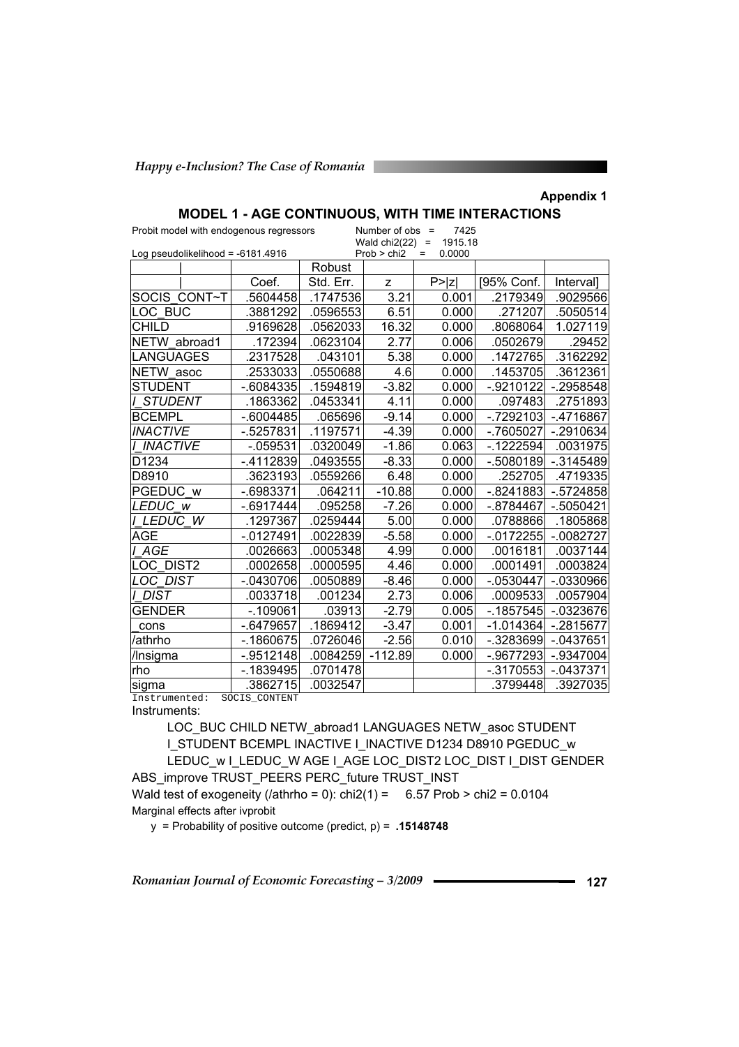**Appendix 1**

## MODEL 1 - AGE CONTINUOUS, WITH TIME INTERACTIONS

Probit model with endogenous regressors    Number of obs = 7425
Wald chi2(22) = 1915.18
Log pseudolikelihood = -6181.4916    Prob > chi2 = 0.0000

| | Coef. | Robust Std. Err. | z | P>\|z\| | [95% Conf. | Interval] |
|---|---|---|---|---|---|---|
| SOCIS_CONT~T | .5604458 | .1747536 | 3.21 | 0.001 | .2179349 | .9029566 |
| LOC_BUC | .3881292 | .0596553 | 6.51 | 0.000 | .271207 | .5050514 |
| CHILD | .9169628 | .0562033 | 16.32 | 0.000 | .8068064 | 1.027119 |
| NETW_abroad1 | .172394 | .0623104 | 2.77 | 0.006 | .0502679 | .29452 |
| LANGUAGES | .2317528 | .043101 | 5.38 | 0.000 | .1472765 | .3162292 |
| NETW_asoc | .2533033 | .0550688 | 4.6 | 0.000 | .1453705 | .3612361 |
| STUDENT | -.6084335 | .1594819 | -3.82 | 0.000 | -.9210122 | -.2958548 |
| *I_STUDENT* | .1863362 | .0453341 | 4.11 | 0.000 | .097483 | .2751893 |
| BCEMPL | -.6004485 | .065696 | -9.14 | 0.000 | -.7292103 | -.4716867 |
| *INACTIVE* | -.5257831 | .1197571 | -4.39 | 0.000 | -.7605027 | -.2910634 |
| *I_INACTIVE* | -.059531 | .0320049 | -1.86 | 0.063 | -.1222594 | .0031975 |
| D1234 | -.4112839 | .0493555 | -8.33 | 0.000 | -.5080189 | -.3145489 |
| D8910 | .3623193 | .0559266 | 6.48 | 0.000 | .252705 | .4719335 |
| PGEDUC_w | -.6983371 | .064211 | -10.88 | 0.000 | -.8241883 | -.5724858 |
| *LEDUC_w* | -.6917444 | .095258 | -7.26 | 0.000 | -.8784467 | -.5050421 |
| *I_LEDUC_W* | .1297367 | .0259444 | 5.00 | 0.000 | .0788866 | .1805868 |
| AGE | -.0127491 | .0022839 | -5.58 | 0.000 | -.0172255 | -.0082727 |
| *I_AGE* | .0026663 | .0005348 | 4.99 | 0.000 | .0016181 | .0037144 |
| LOC_DIST2 | .0002658 | .0000595 | 4.46 | 0.000 | .0001491 | .0003824 |
| *LOC_DIST* | -.0430706 | .0050889 | -8.46 | 0.000 | -.0530447 | -.0330966 |
| *I_DIST* | .0033718 | .001234 | 2.73 | 0.006 | .0009533 | .0057904 |
| GENDER | -.109061 | .03913 | -2.79 | 0.005 | -.1857545 | -.0323676 |
| _cons | -.6479657 | .1869412 | -3.47 | 0.001 | -1.014364 | -.2815677 |
| /athrho | -.1860675 | .0726046 | -2.56 | 0.010 | -.3283699 | -.0437651 |
| /lnsigma | -.9512148 | .0084259 | -112.89 | 0.000 | -.9677293 | -.9347004 |
| rho | -.1839495 | .0701478 | | | -.3170553 | -.0437371 |
| sigma | .3862715 | .0032547 | | | .3799448 | .3927035 |

Instrumented: SOCIS_CONTENT

Instruments:

LOC_BUC CHILD NETW_abroad1 LANGUAGES NETW_asoc STUDENT I_STUDENT BCEMPL INACTIVE I_INACTIVE D1234 D8910 PGEDUC_w LEDUC_w I_LEDUC_W AGE I_AGE LOC_DIST2 LOC_DIST I_DIST GENDER ABS_improve TRUST_PEERS PERC_future TRUST_INST

Wald test of exogeneity (/athrho = 0): chi2(1) = 6.57 Prob > chi2 = 0.0104

Marginal effects after ivprobit

y = Probability of positive outcome (predict, p) = **.15148748**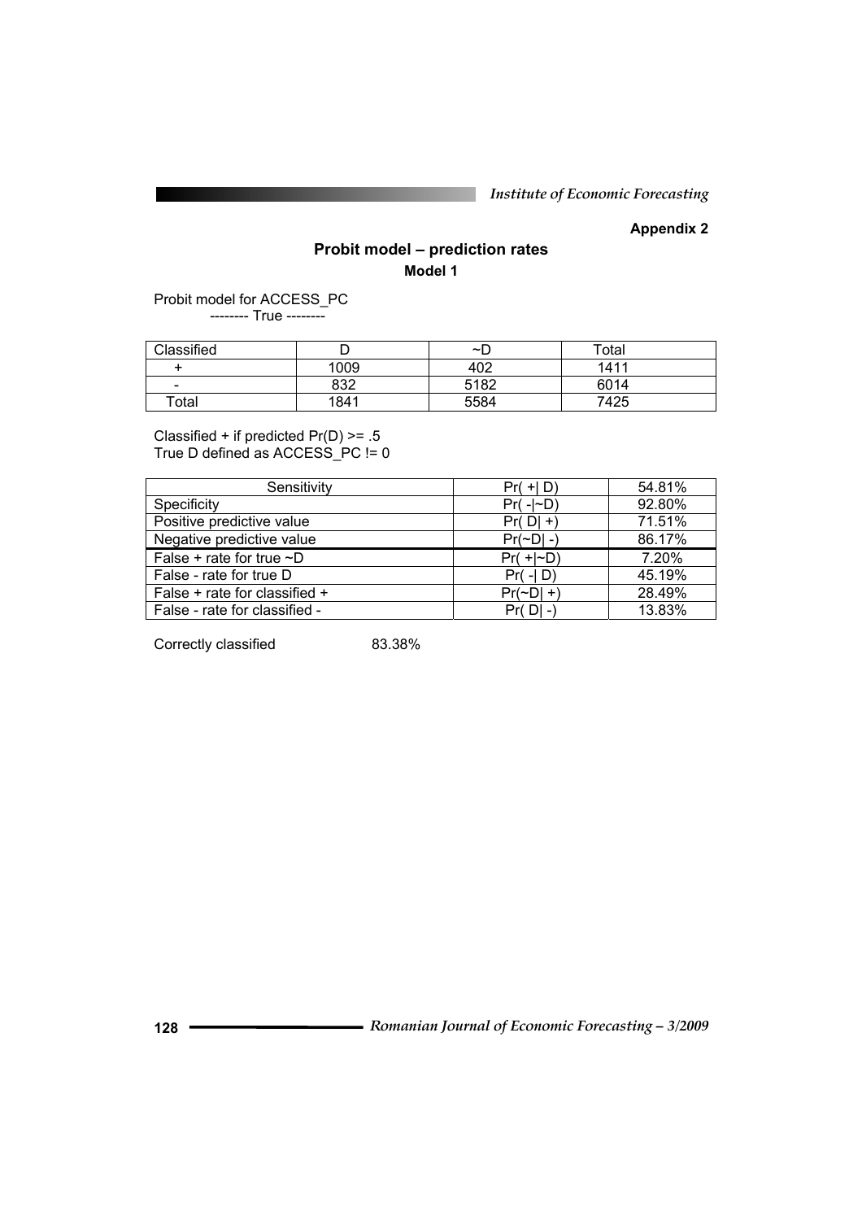**Appendix 2**

## Probit model – prediction rates

### Model 1

Probit model for ACCESS_PC
-------- True --------

| Classified | D | ~D | Total |
|---|---|---|---|
| + | 1009 | 402 | 1411 |
| - | 832 | 5182 | 6014 |
| Total | 1841 | 5584 | 7425 |

Classified + if predicted Pr(D) >= .5
True D defined as ACCESS_PC != 0

| | | |
|---|---|---|
| Sensitivity | Pr( +\| D) | 54.81% |
| Specificity | Pr( -\|~D) | 92.80% |
| Positive predictive value | Pr( D\| +) | 71.51% |
| Negative predictive value | Pr(~D\| -) | 86.17% |
| False + rate for true ~D | Pr( +\|~D) | 7.20% |
| False - rate for true D | Pr( -\| D) | 45.19% |
| False + rate for classified + | Pr(~D\| +) | 28.49% |
| False - rate for classified - | Pr( D\| -) | 13.83% |

Correctly classified 83.38%